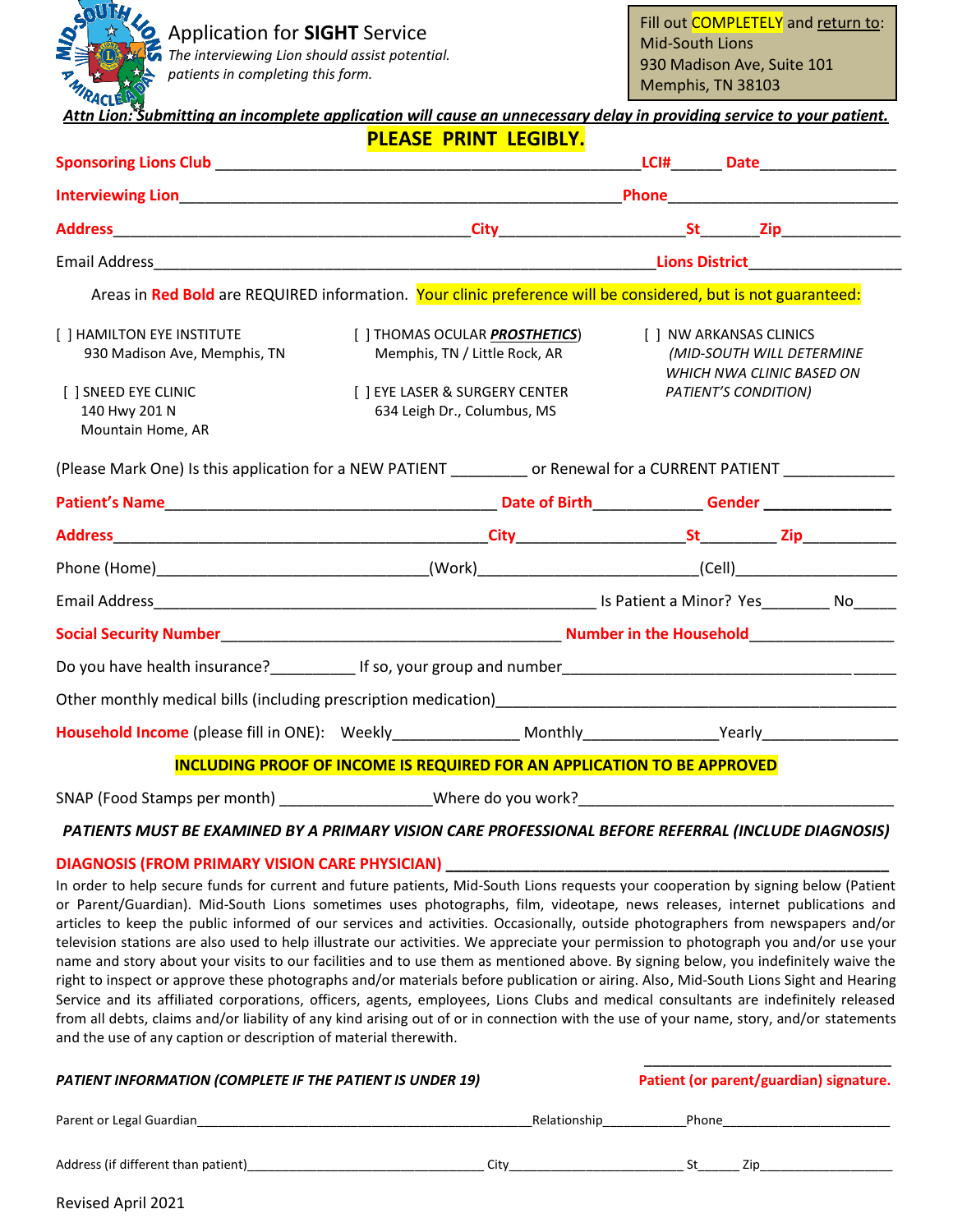# Application for **SIGHT** Service

*The interviewing Lion should assist potential. patients in completing this form.*

Fill out COMPLETELY and return to:
Mid-South Lions
930 Madison Ave, Suite 101
Memphis, TN 38103

***Attn Lion: Submitting an incomplete application will cause an unnecessary delay in providing service to your patient.***

**PLEASE PRINT LEGIBLY.**

**Sponsoring Lions Club** ____________________________________________ **LCI#**______ **Date**________________

**Interviewing Lion**____________________________________________ **Phone**__________________________

**Address**________________________________________ **City**____________________ **St**______ **Zip**______________

Email Address__________________________________________________________ **Lions District**__________________

Areas in **Red Bold** are REQUIRED information. Your clinic preference will be considered, but is not guaranteed:

[ ] HAMILTON EYE INSTITUTE
930 Madison Ave, Memphis, TN

[ ] SNEED EYE CLINIC
140 Hwy 201 N
Mountain Home, AR

[ ] THOMAS OCULAR ***PROSTHETICS***)
Memphis, TN / Little Rock, AR

[ ] EYE LASER & SURGERY CENTER
634 Leigh Dr., Columbus, MS

[ ] NW ARKANSAS CLINICS
*(MID-SOUTH WILL DETERMINE WHICH NWA CLINIC BASED ON PATIENT'S CONDITION)*

(Please Mark One) Is this application for a NEW PATIENT _________ or Renewal for a CURRENT PATIENT _____________

**Patient's Name**______________________________________ **Date of Birth**_____________ **Gender** _______________

**Address**____________________________________________ **City**____________________ **St**_________ **Zip**___________

Phone (Home)________________________________(Work)__________________________(Cell)___________________

Email Address_____________________________________________________ Is Patient a Minor? Yes________ No_____

**Social Security Number**_________________________________________ **Number in the Household**_________________

Do you have health insurance?__________ If so, your group and number______________________________________

Other monthly medical bills (including prescription medication)_____________________________________________

**Household Income** (please fill in ONE): Weekly_______________ Monthly_______________Yearly________________

**INCLUDING PROOF OF INCOME IS REQUIRED FOR AN APPLICATION TO BE APPROVED**

SNAP (Food Stamps per month) _________________Where do you work?____________________________________

***PATIENTS MUST BE EXAMINED BY A PRIMARY VISION CARE PROFESSIONAL BEFORE REFERRAL (INCLUDE DIAGNOSIS)***

**DIAGNOSIS (FROM PRIMARY VISION CARE PHYSICIAN)** _____________________________________________________

In order to help secure funds for current and future patients, Mid-South Lions requests your cooperation by signing below (Patient or Parent/Guardian). Mid-South Lions sometimes uses photographs, film, videotape, news releases, internet publications and articles to keep the public informed of our services and activities. Occasionally, outside photographers from newspapers and/or television stations are also used to help illustrate our activities. We appreciate your permission to photograph you and/or use your name and story about your visits to our facilities and to use them as mentioned above. By signing below, you indefinitely waive the right to inspect or approve these photographs and/or materials before publication or airing. Also, Mid-South Lions Sight and Hearing Service and its affiliated corporations, officers, agents, employees, Lions Clubs and medical consultants are indefinitely released from all debts, claims and/or liability of any kind arising out of or in connection with the use of your name, story, and/or statements and the use of any caption or description of material therewith.

***PATIENT INFORMATION (COMPLETE IF THE PATIENT IS UNDER 19)***

_______________________________
**Patient (or parent/guardian) signature.**

Parent or Legal Guardian_______________________________________________Relationship___________Phone________________________

Address (if different than patient)_________________________________ City________________________ St______ Zip__________________

Revised April 2021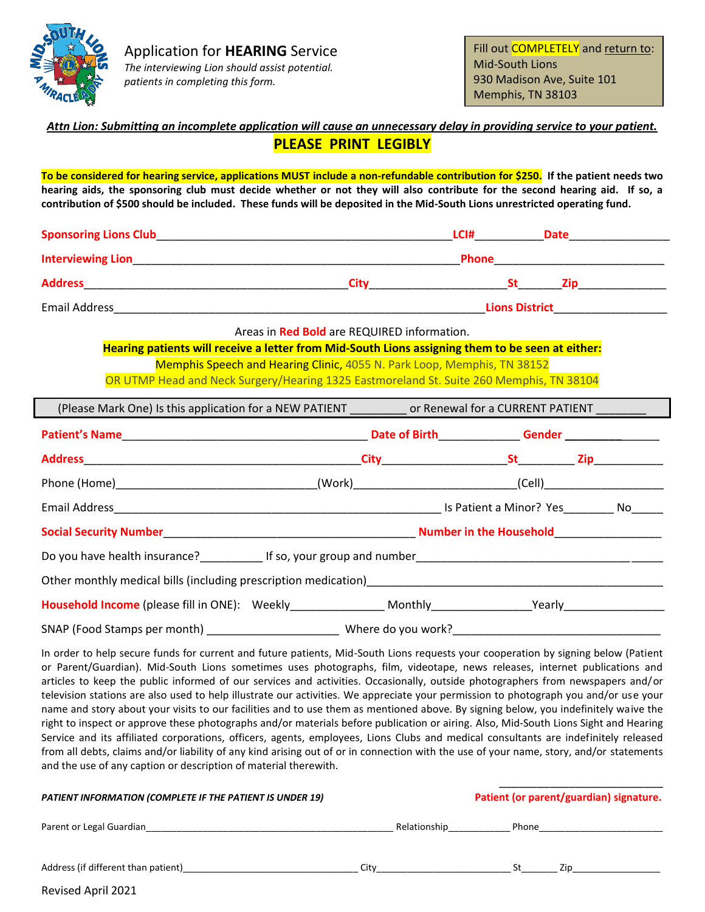# Application for **HEARING** Service

*The interviewing Lion should assist potential. patients in completing this form.*

Fill out COMPLETELY and return to:
Mid-South Lions
930 Madison Ave, Suite 101
Memphis, TN 38103

***Attn Lion: Submitting an incomplete application will cause an unnecessary delay in providing service to your patient.***

**PLEASE PRINT LEGIBLY**

**To be considered for hearing service, applications MUST include a non-refundable contribution for $250. If the patient needs two hearing aids, the sponsoring club must decide whether or not they will also contribute for the second hearing aid. If so, a contribution of $500 should be included. These funds will be deposited in the Mid-South Lions unrestricted operating fund.**

**Sponsoring Lions Club**_______________________________________________**LCI#**__________**Date**________________

**Interviewing Lion**____________________________________________________**Phone**___________________________

**Address**__________________________________________**City**_____________________**St**______**Zip**_____________

Email Address___________________________________________________________**Lions District**_________________

Areas in **Red Bold** are REQUIRED information.

**Hearing patients will receive a letter from Mid-South Lions assigning them to be seen at either:**

Memphis Speech and Hearing Clinic, 4055 N. Park Loop, Memphis, TN 38152

OR UTMP Head and Neck Surgery/Hearing 1325 Eastmoreland St. Suite 260 Memphis, TN 38104

(Please Mark One) Is this application for a NEW PATIENT ________ or Renewal for a CURRENT PATIENT ________

**Patient's Name**_______________________________________ **Date of Birth**____________ **Gender** _______________

**Address**______________________________________________**City**____________________**St**________ **Zip**__________

Phone (Home)______________________________(Work)________________________(Cell)__________________

Email Address__________________________________________________ Is Patient a Minor? Yes_______ No_____

**Social Security Number**_________________________________________ **Number in the Household**________________

Do you have health insurance?__________ If so, your group and number_______________________________________

Other monthly medical bills (including prescription medication)___________________________________________

**Household Income** (please fill in ONE): Weekly______________ Monthly_______________Yearly_______________

SNAP (Food Stamps per month) ____________________ Where do you work?________________________________

In order to help secure funds for current and future patients, Mid-South Lions requests your cooperation by signing below (Patient or Parent/Guardian). Mid-South Lions sometimes uses photographs, film, videotape, news releases, internet publications and articles to keep the public informed of our services and activities. Occasionally, outside photographers from newspapers and/or television stations are also used to help illustrate our activities. We appreciate your permission to photograph you and/or use your name and story about your visits to our facilities and to use them as mentioned above. By signing below, you indefinitely waive the right to inspect or approve these photographs and/or materials before publication or airing. Also, Mid-South Lions Sight and Hearing Service and its affiliated corporations, officers, agents, employees, Lions Clubs and medical consultants are indefinitely released from all debts, claims and/or liability of any kind arising out of or in connection with the use of your name, story, and/or statements and the use of any caption or description of material therewith.

___________________________
**Patient (or parent/guardian) signature.**

***PATIENT INFORMATION (COMPLETE IF THE PATIENT IS UNDER 19)***

Parent or Legal Guardian_______________________________________________ Relationship___________ Phone_______________________

Address (if different than patient)_________________________________ City_________________________ St_______ Zip________________

Revised April 2021